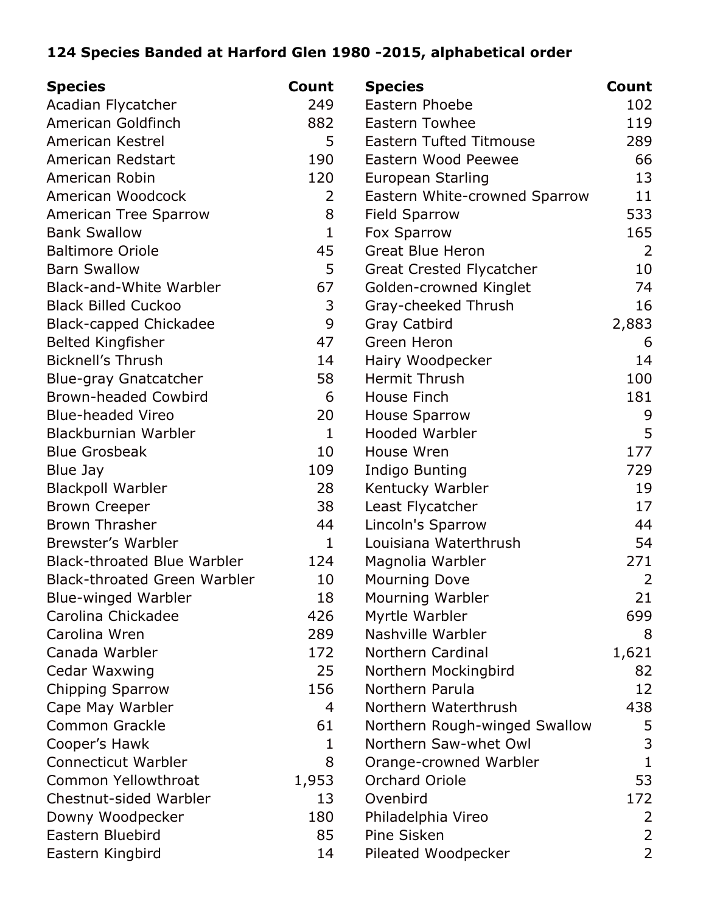**124 Species Banded at Harford Glen 1980 -2015, alphabetical order**

| Species | Count |
|---|---|
| Acadian Flycatcher | 249 |
| American Goldfinch | 882 |
| American Kestrel | 5 |
| American Redstart | 190 |
| American Robin | 120 |
| American Woodcock | 2 |
| American Tree Sparrow | 8 |
| Bank Swallow | 1 |
| Baltimore Oriole | 45 |
| Barn Swallow | 5 |
| Black-and-White Warbler | 67 |
| Black Billed Cuckoo | 3 |
| Black-capped Chickadee | 9 |
| Belted Kingfisher | 47 |
| Bicknell’s Thrush | 14 |
| Blue-gray Gnatcatcher | 58 |
| Brown-headed Cowbird | 6 |
| Blue-headed Vireo | 20 |
| Blackburnian Warbler | 1 |
| Blue Grosbeak | 10 |
| Blue Jay | 109 |
| Blackpoll Warbler | 28 |
| Brown Creeper | 38 |
| Brown Thrasher | 44 |
| Brewster’s Warbler | 1 |
| Black-throated Blue Warbler | 124 |
| Black-throated Green Warbler | 10 |
| Blue-winged Warbler | 18 |
| Carolina Chickadee | 426 |
| Carolina Wren | 289 |
| Canada Warbler | 172 |
| Cedar Waxwing | 25 |
| Chipping Sparrow | 156 |
| Cape May Warbler | 4 |
| Common Grackle | 61 |
| Cooper’s Hawk | 1 |
| Connecticut Warbler | 8 |
| Common Yellowthroat | 1,953 |
| Chestnut-sided Warbler | 13 |
| Downy Woodpecker | 180 |
| Eastern Bluebird | 85 |
| Eastern Kingbird | 14 |
| Eastern Phoebe | 102 |
| Eastern Towhee | 119 |
| Eastern Tufted Titmouse | 289 |
| Eastern Wood Peewee | 66 |
| European Starling | 13 |
| Eastern White-crowned Sparrow | 11 |
| Field Sparrow | 533 |
| Fox Sparrow | 165 |
| Great Blue Heron | 2 |
| Great Crested Flycatcher | 10 |
| Golden-crowned Kinglet | 74 |
| Gray-cheeked Thrush | 16 |
| Gray Catbird | 2,883 |
| Green Heron | 6 |
| Hairy Woodpecker | 14 |
| Hermit Thrush | 100 |
| House Finch | 181 |
| House Sparrow | 9 |
| Hooded Warbler | 5 |
| House Wren | 177 |
| Indigo Bunting | 729 |
| Kentucky Warbler | 19 |
| Least Flycatcher | 17 |
| Lincoln's Sparrow | 44 |
| Louisiana Waterthrush | 54 |
| Magnolia Warbler | 271 |
| Mourning Dove | 2 |
| Mourning Warbler | 21 |
| Myrtle Warbler | 699 |
| Nashville Warbler | 8 |
| Northern Cardinal | 1,621 |
| Northern Mockingbird | 82 |
| Northern Parula | 12 |
| Northern Waterthrush | 438 |
| Northern Rough-winged Swallow | 5 |
| Northern Saw-whet Owl | 3 |
| Orange-crowned Warbler | 1 |
| Orchard Oriole | 53 |
| Ovenbird | 172 |
| Philadelphia Vireo | 2 |
| Pine Sisken | 2 |
| Pileated Woodpecker | 2 |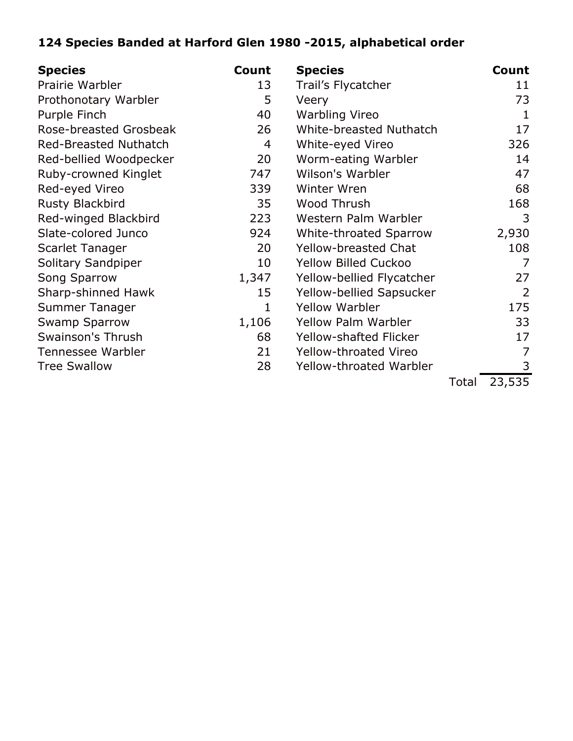**124 Species Banded at Harford Glen 1980 -2015, alphabetical order**

| Species | Count | Species | Count |
|---|---|---|---|
| Prairie Warbler | 13 | Trail's Flycatcher | 11 |
| Prothonotary Warbler | 5 | Veery | 73 |
| Purple Finch | 40 | Warbling Vireo | 1 |
| Rose-breasted Grosbeak | 26 | White-breasted Nuthatch | 17 |
| Red-Breasted Nuthatch | 4 | White-eyed Vireo | 326 |
| Red-bellied Woodpecker | 20 | Worm-eating Warbler | 14 |
| Ruby-crowned Kinglet | 747 | Wilson's Warbler | 47 |
| Red-eyed Vireo | 339 | Winter Wren | 68 |
| Rusty Blackbird | 35 | Wood Thrush | 168 |
| Red-winged Blackbird | 223 | Western Palm Warbler | 3 |
| Slate-colored Junco | 924 | White-throated Sparrow | 2,930 |
| Scarlet Tanager | 20 | Yellow-breasted Chat | 108 |
| Solitary Sandpiper | 10 | Yellow Billed Cuckoo | 7 |
| Song Sparrow | 1,347 | Yellow-bellied Flycatcher | 27 |
| Sharp-shinned Hawk | 15 | Yellow-bellied Sapsucker | 2 |
| Summer Tanager | 1 | Yellow Warbler | 175 |
| Swamp Sparrow | 1,106 | Yellow Palm Warbler | 33 |
| Swainson's Thrush | 68 | Yellow-shafted Flicker | 17 |
| Tennessee Warbler | 21 | Yellow-throated Vireo | 7 |
| Tree Swallow | 28 | Yellow-throated Warbler | 3 |
| | | Total | 23,535 |